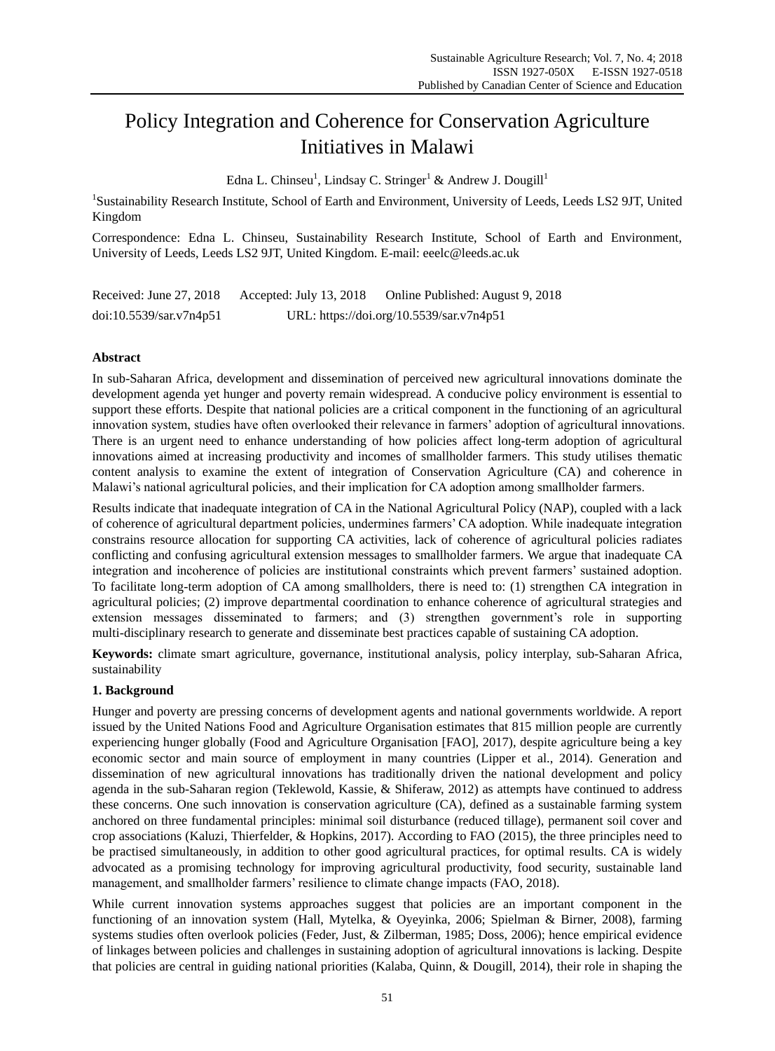# Policy Integration and Coherence for Conservation Agriculture Initiatives in Malawi

Edna L. Chinseu[1], Lindsay C. Stringer[1] & Andrew J. Dougill[1]

[1]Sustainability Research Institute, School of Earth and Environment, University of Leeds, Leeds LS2 9JT, United Kingdom

Correspondence: Edna L. Chinseu, Sustainability Research Institute, School of Earth and Environment, University of Leeds, Leeds LS2 9JT, United Kingdom. E-mail: eeelc@leeds.ac.uk

Received: June 27, 2018 Accepted: July 13, 2018 Online Published: August 9, 2018

doi:10.5539/sar.v7n4p51 URL: https://doi.org/10.5539/sar.v7n4p51

## Abstract

In sub-Saharan Africa, development and dissemination of perceived new agricultural innovations dominate the development agenda yet hunger and poverty remain widespread. A conducive policy environment is essential to support these efforts. Despite that national policies are a critical component in the functioning of an agricultural innovation system, studies have often overlooked their relevance in farmers' adoption of agricultural innovations. There is an urgent need to enhance understanding of how policies affect long-term adoption of agricultural innovations aimed at increasing productivity and incomes of smallholder farmers. This study utilises thematic content analysis to examine the extent of integration of Conservation Agriculture (CA) and coherence in Malawi's national agricultural policies, and their implication for CA adoption among smallholder farmers.

Results indicate that inadequate integration of CA in the National Agricultural Policy (NAP), coupled with a lack of coherence of agricultural department policies, undermines farmers' CA adoption. While inadequate integration constrains resource allocation for supporting CA activities, lack of coherence of agricultural policies radiates conflicting and confusing agricultural extension messages to smallholder farmers. We argue that inadequate CA integration and incoherence of policies are institutional constraints which prevent farmers' sustained adoption. To facilitate long-term adoption of CA among smallholders, there is need to: (1) strengthen CA integration in agricultural policies; (2) improve departmental coordination to enhance coherence of agricultural strategies and extension messages disseminated to farmers; and (3) strengthen government's role in supporting multi-disciplinary research to generate and disseminate best practices capable of sustaining CA adoption.

**Keywords:** climate smart agriculture, governance, institutional analysis, policy interplay, sub-Saharan Africa, sustainability

## 1. Background

Hunger and poverty are pressing concerns of development agents and national governments worldwide. A report issued by the United Nations Food and Agriculture Organisation estimates that 815 million people are currently experiencing hunger globally (Food and Agriculture Organisation [FAO], 2017), despite agriculture being a key economic sector and main source of employment in many countries (Lipper et al., 2014). Generation and dissemination of new agricultural innovations has traditionally driven the national development and policy agenda in the sub-Saharan region (Teklewold, Kassie, & Shiferaw, 2012) as attempts have continued to address these concerns. One such innovation is conservation agriculture (CA), defined as a sustainable farming system anchored on three fundamental principles: minimal soil disturbance (reduced tillage), permanent soil cover and crop associations (Kaluzi, Thierfelder, & Hopkins, 2017). According to FAO (2015), the three principles need to be practised simultaneously, in addition to other good agricultural practices, for optimal results. CA is widely advocated as a promising technology for improving agricultural productivity, food security, sustainable land management, and smallholder farmers' resilience to climate change impacts (FAO, 2018).

While current innovation systems approaches suggest that policies are an important component in the functioning of an innovation system (Hall, Mytelka, & Oyeyinka, 2006; Spielman & Birner, 2008), farming systems studies often overlook policies (Feder, Just, & Zilberman, 1985; Doss, 2006); hence empirical evidence of linkages between policies and challenges in sustaining adoption of agricultural innovations is lacking. Despite that policies are central in guiding national priorities (Kalaba, Quinn, & Dougill, 2014), their role in shaping the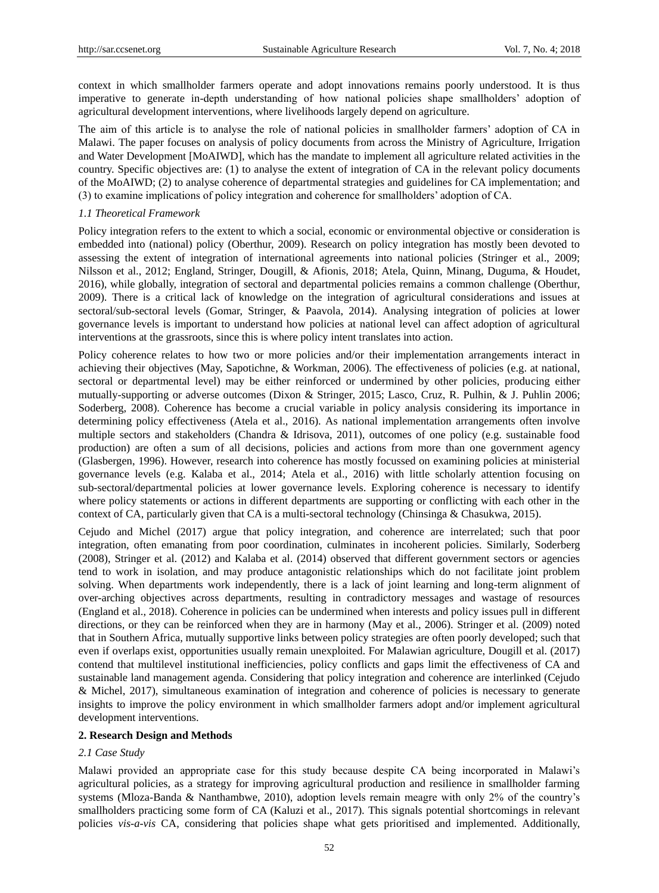context in which smallholder farmers operate and adopt innovations remains poorly understood. It is thus imperative to generate in-depth understanding of how national policies shape smallholders' adoption of agricultural development interventions, where livelihoods largely depend on agriculture.

The aim of this article is to analyse the role of national policies in smallholder farmers' adoption of CA in Malawi. The paper focuses on analysis of policy documents from across the Ministry of Agriculture, Irrigation and Water Development [MoAIWD], which has the mandate to implement all agriculture related activities in the country. Specific objectives are: (1) to analyse the extent of integration of CA in the relevant policy documents of the MoAIWD; (2) to analyse coherence of departmental strategies and guidelines for CA implementation; and (3) to examine implications of policy integration and coherence for smallholders' adoption of CA.

### *1.1 Theoretical Framework*

Policy integration refers to the extent to which a social, economic or environmental objective or consideration is embedded into (national) policy (Oberthur, 2009). Research on policy integration has mostly been devoted to assessing the extent of integration of international agreements into national policies (Stringer et al., 2009; Nilsson et al., 2012; England, Stringer, Dougill, & Afionis, 2018; Atela, Quinn, Minang, Duguma, & Houdet, 2016), while globally, integration of sectoral and departmental policies remains a common challenge (Oberthur, 2009). There is a critical lack of knowledge on the integration of agricultural considerations and issues at sectoral/sub-sectoral levels (Gomar, Stringer, & Paavola, 2014). Analysing integration of policies at lower governance levels is important to understand how policies at national level can affect adoption of agricultural interventions at the grassroots, since this is where policy intent translates into action.

Policy coherence relates to how two or more policies and/or their implementation arrangements interact in achieving their objectives (May, Sapotichne, & Workman, 2006). The effectiveness of policies (e.g. at national, sectoral or departmental level) may be either reinforced or undermined by other policies, producing either mutually-supporting or adverse outcomes (Dixon & Stringer, 2015; Lasco, Cruz, R. Pulhin, & J. Puhlin 2006; Soderberg, 2008). Coherence has become a crucial variable in policy analysis considering its importance in determining policy effectiveness (Atela et al., 2016). As national implementation arrangements often involve multiple sectors and stakeholders (Chandra & Idrisova, 2011), outcomes of one policy (e.g. sustainable food production) are often a sum of all decisions, policies and actions from more than one government agency (Glasbergen, 1996). However, research into coherence has mostly focussed on examining policies at ministerial governance levels (e.g. Kalaba et al., 2014; Atela et al., 2016) with little scholarly attention focusing on sub-sectoral/departmental policies at lower governance levels. Exploring coherence is necessary to identify where policy statements or actions in different departments are supporting or conflicting with each other in the context of CA, particularly given that CA is a multi-sectoral technology (Chinsinga & Chasukwa, 2015).

Cejudo and Michel (2017) argue that policy integration, and coherence are interrelated; such that poor integration, often emanating from poor coordination, culminates in incoherent policies. Similarly, Soderberg (2008), Stringer et al. (2012) and Kalaba et al. (2014) observed that different government sectors or agencies tend to work in isolation, and may produce antagonistic relationships which do not facilitate joint problem solving. When departments work independently, there is a lack of joint learning and long-term alignment of over-arching objectives across departments, resulting in contradictory messages and wastage of resources (England et al., 2018). Coherence in policies can be undermined when interests and policy issues pull in different directions, or they can be reinforced when they are in harmony (May et al., 2006). Stringer et al. (2009) noted that in Southern Africa, mutually supportive links between policy strategies are often poorly developed; such that even if overlaps exist, opportunities usually remain unexploited. For Malawian agriculture, Dougill et al. (2017) contend that multilevel institutional inefficiencies, policy conflicts and gaps limit the effectiveness of CA and sustainable land management agenda. Considering that policy integration and coherence are interlinked (Cejudo & Michel, 2017), simultaneous examination of integration and coherence of policies is necessary to generate insights to improve the policy environment in which smallholder farmers adopt and/or implement agricultural development interventions.

## **2. Research Design and Methods**

### *2.1 Case Study*

Malawi provided an appropriate case for this study because despite CA being incorporated in Malawi's agricultural policies, as a strategy for improving agricultural production and resilience in smallholder farming systems (Mloza-Banda & Nanthambwe, 2010), adoption levels remain meagre with only 2% of the country's smallholders practicing some form of CA (Kaluzi et al., 2017). This signals potential shortcomings in relevant policies *vis-a-vis* CA, considering that policies shape what gets prioritised and implemented. Additionally,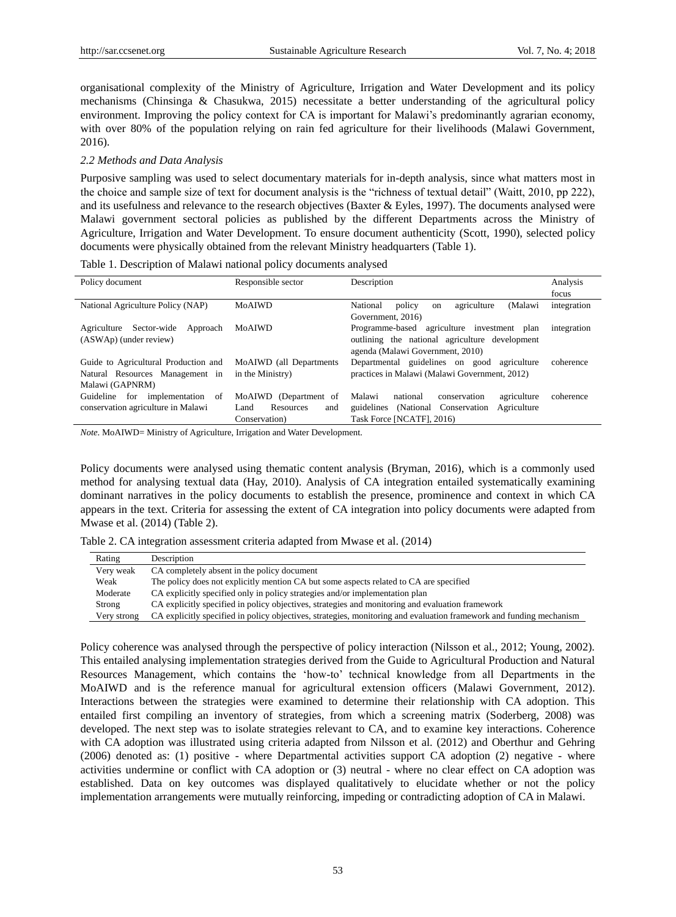organisational complexity of the Ministry of Agriculture, Irrigation and Water Development and its policy mechanisms (Chinsinga & Chasukwa, 2015) necessitate a better understanding of the agricultural policy environment. Improving the policy context for CA is important for Malawi's predominantly agrarian economy, with over 80% of the population relying on rain fed agriculture for their livelihoods (Malawi Government, 2016).

### *2.2 Methods and Data Analysis*

Purposive sampling was used to select documentary materials for in-depth analysis, since what matters most in the choice and sample size of text for document analysis is the "richness of textual detail" (Waitt, 2010, pp 222), and its usefulness and relevance to the research objectives (Baxter & Eyles, 1997). The documents analysed were Malawi government sectoral policies as published by the different Departments across the Ministry of Agriculture, Irrigation and Water Development. To ensure document authenticity (Scott, 1990), selected policy documents were physically obtained from the relevant Ministry headquarters (Table 1).

Table 1. Description of Malawi national policy documents analysed

| Policy document | Responsible sector | Description | Analysis focus |
|---|---|---|---|
| National Agriculture Policy (NAP) | MoAIWD | National policy on agriculture (Malawi Government, 2016) | integration |
| Agriculture Sector-wide Approach (ASWAp) (under review) | MoAIWD | Programme-based agriculture investment plan outlining the national agriculture development agenda (Malawi Government, 2010) | integration |
| Guide to Agricultural Production and Natural Resources Management in Malawi (GAPNRM) | MoAIWD (all Departments in the Ministry) | Departmental guidelines on good agriculture practices in Malawi (Malawi Government, 2012) | coherence |
| Guideline for implementation of conservation agriculture in Malawi | MoAIWD (Department of Land Resources and Conservation) | Malawi national conservation agriculture guidelines (National Conservation Agriculture Task Force [NCATF], 2016) | coherence |

*Note.* MoAIWD= Ministry of Agriculture, Irrigation and Water Development.

Policy documents were analysed using thematic content analysis (Bryman, 2016), which is a commonly used method for analysing textual data (Hay, 2010). Analysis of CA integration entailed systematically examining dominant narratives in the policy documents to establish the presence, prominence and context in which CA appears in the text. Criteria for assessing the extent of CA integration into policy documents were adapted from Mwase et al. (2014) (Table 2).

Table 2. CA integration assessment criteria adapted from Mwase et al. (2014)

| Rating | Description |
|---|---|
| Very weak | CA completely absent in the policy document |
| Weak | The policy does not explicitly mention CA but some aspects related to CA are specified |
| Moderate | CA explicitly specified only in policy strategies and/or implementation plan |
| Strong | CA explicitly specified in policy objectives, strategies and monitoring and evaluation framework |
| Very strong | CA explicitly specified in policy objectives, strategies, monitoring and evaluation framework and funding mechanism |

Policy coherence was analysed through the perspective of policy interaction (Nilsson et al., 2012; Young, 2002). This entailed analysing implementation strategies derived from the Guide to Agricultural Production and Natural Resources Management, which contains the 'how-to' technical knowledge from all Departments in the MoAIWD and is the reference manual for agricultural extension officers (Malawi Government, 2012). Interactions between the strategies were examined to determine their relationship with CA adoption. This entailed first compiling an inventory of strategies, from which a screening matrix (Soderberg, 2008) was developed. The next step was to isolate strategies relevant to CA, and to examine key interactions. Coherence with CA adoption was illustrated using criteria adapted from Nilsson et al. (2012) and Oberthur and Gehring (2006) denoted as: (1) positive - where Departmental activities support CA adoption (2) negative - where activities undermine or conflict with CA adoption or (3) neutral - where no clear effect on CA adoption was established. Data on key outcomes was displayed qualitatively to elucidate whether or not the policy implementation arrangements were mutually reinforcing, impeding or contradicting adoption of CA in Malawi.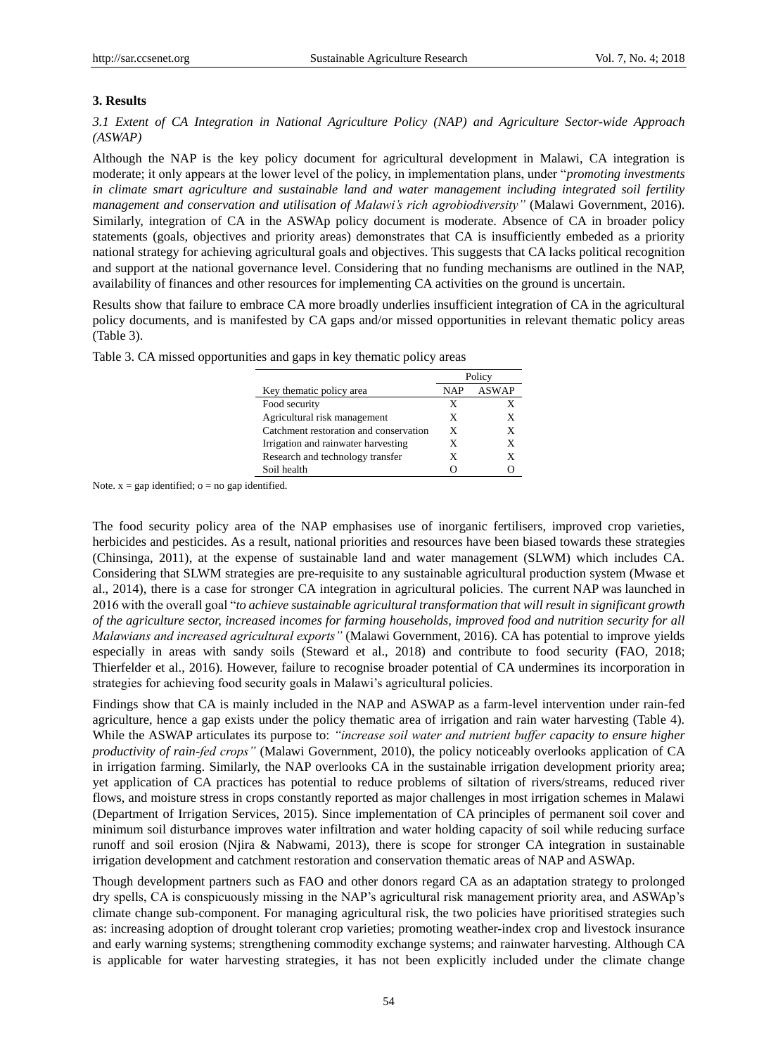## 3. Results

### *3.1 Extent of CA Integration in National Agriculture Policy (NAP) and Agriculture Sector-wide Approach (ASWAP)*

Although the NAP is the key policy document for agricultural development in Malawi, CA integration is moderate; it only appears at the lower level of the policy, in implementation plans, under "*promoting investments in climate smart agriculture and sustainable land and water management including integrated soil fertility management and conservation and utilisation of Malawi's rich agrobiodiversity"* (Malawi Government, 2016). Similarly, integration of CA in the ASWAp policy document is moderate. Absence of CA in broader policy statements (goals, objectives and priority areas) demonstrates that CA is insufficiently embeded as a priority national strategy for achieving agricultural goals and objectives. This suggests that CA lacks political recognition and support at the national governance level. Considering that no funding mechanisms are outlined in the NAP, availability of finances and other resources for implementing CA activities on the ground is uncertain.

Results show that failure to embrace CA more broadly underlies insufficient integration of CA in the agricultural policy documents, and is manifested by CA gaps and/or missed opportunities in relevant thematic policy areas (Table 3).

Table 3. CA missed opportunities and gaps in key thematic policy areas

| | Policy | |
|---|---|---|
| Key thematic policy area | NAP | ASWAP |
| Food security | X | X |
| Agricultural risk management | X | X |
| Catchment restoration and conservation | X | X |
| Irrigation and rainwater harvesting | X | X |
| Research and technology transfer | X | X |
| Soil health | O | O |

Note. x = gap identified; o = no gap identified.

The food security policy area of the NAP emphasises use of inorganic fertilisers, improved crop varieties, herbicides and pesticides. As a result, national priorities and resources have been biased towards these strategies (Chinsinga, 2011), at the expense of sustainable land and water management (SLWM) which includes CA. Considering that SLWM strategies are pre-requisite to any sustainable agricultural production system (Mwase et al., 2014), there is a case for stronger CA integration in agricultural policies. The current NAP was launched in 2016 with the overall goal "*to achieve sustainable agricultural transformation that will result in significant growth of the agriculture sector, increased incomes for farming households, improved food and nutrition security for all Malawians and increased agricultural exports"* (Malawi Government, 2016). CA has potential to improve yields especially in areas with sandy soils (Steward et al., 2018) and contribute to food security (FAO, 2018; Thierfelder et al., 2016). However, failure to recognise broader potential of CA undermines its incorporation in strategies for achieving food security goals in Malawi's agricultural policies.

Findings show that CA is mainly included in the NAP and ASWAP as a farm-level intervention under rain-fed agriculture, hence a gap exists under the policy thematic area of irrigation and rain water harvesting (Table 4). While the ASWAP articulates its purpose to: *"increase soil water and nutrient buffer capacity to ensure higher productivity of rain-fed crops"* (Malawi Government, 2010), the policy noticeably overlooks application of CA in irrigation farming. Similarly, the NAP overlooks CA in the sustainable irrigation development priority area; yet application of CA practices has potential to reduce problems of siltation of rivers/streams, reduced river flows, and moisture stress in crops constantly reported as major challenges in most irrigation schemes in Malawi (Department of Irrigation Services, 2015). Since implementation of CA principles of permanent soil cover and minimum soil disturbance improves water infiltration and water holding capacity of soil while reducing surface runoff and soil erosion (Njira & Nabwami, 2013), there is scope for stronger CA integration in sustainable irrigation development and catchment restoration and conservation thematic areas of NAP and ASWAp.

Though development partners such as FAO and other donors regard CA as an adaptation strategy to prolonged dry spells, CA is conspicuously missing in the NAP's agricultural risk management priority area, and ASWAp's climate change sub-component. For managing agricultural risk, the two policies have prioritised strategies such as: increasing adoption of drought tolerant crop varieties; promoting weather-index crop and livestock insurance and early warning systems; strengthening commodity exchange systems; and rainwater harvesting. Although CA is applicable for water harvesting strategies, it has not been explicitly included under the climate change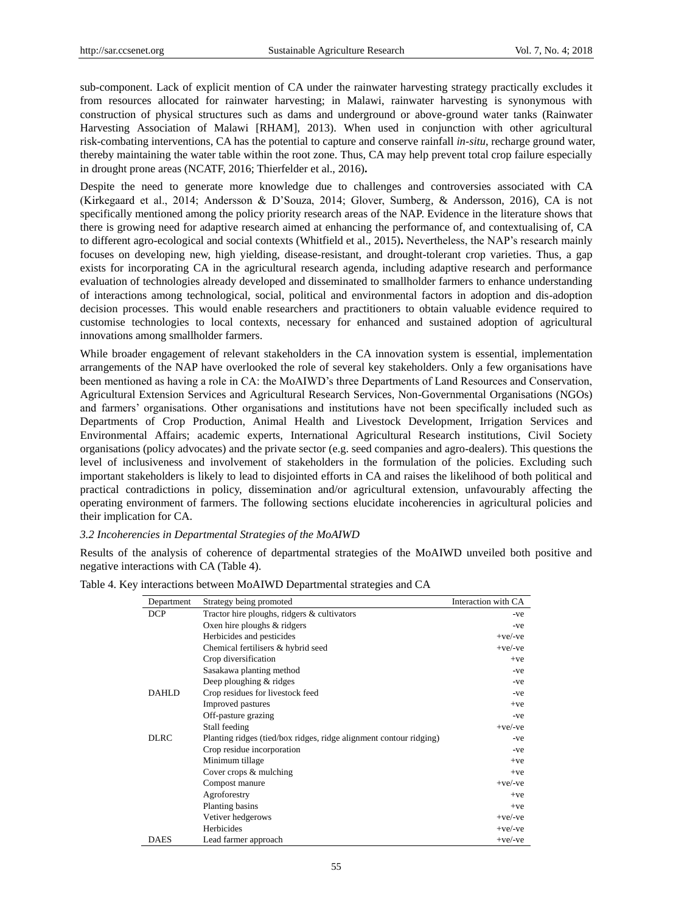sub-component. Lack of explicit mention of CA under the rainwater harvesting strategy practically excludes it from resources allocated for rainwater harvesting; in Malawi, rainwater harvesting is synonymous with construction of physical structures such as dams and underground or above-ground water tanks (Rainwater Harvesting Association of Malawi [RHAM], 2013). When used in conjunction with other agricultural risk-combating interventions, CA has the potential to capture and conserve rainfall *in-situ*, recharge ground water, thereby maintaining the water table within the root zone. Thus, CA may help prevent total crop failure especially in drought prone areas (NCATF, 2016; Thierfelder et al., 2016).

Despite the need to generate more knowledge due to challenges and controversies associated with CA (Kirkegaard et al., 2014; Andersson & D'Souza, 2014; Glover, Sumberg, & Andersson, 2016), CA is not specifically mentioned among the policy priority research areas of the NAP. Evidence in the literature shows that there is growing need for adaptive research aimed at enhancing the performance of, and contextualising of, CA to different agro-ecological and social contexts (Whitfield et al., 2015). Nevertheless, the NAP's research mainly focuses on developing new, high yielding, disease-resistant, and drought-tolerant crop varieties. Thus, a gap exists for incorporating CA in the agricultural research agenda, including adaptive research and performance evaluation of technologies already developed and disseminated to smallholder farmers to enhance understanding of interactions among technological, social, political and environmental factors in adoption and dis-adoption decision processes. This would enable researchers and practitioners to obtain valuable evidence required to customise technologies to local contexts, necessary for enhanced and sustained adoption of agricultural innovations among smallholder farmers.

While broader engagement of relevant stakeholders in the CA innovation system is essential, implementation arrangements of the NAP have overlooked the role of several key stakeholders. Only a few organisations have been mentioned as having a role in CA: the MoAIWD's three Departments of Land Resources and Conservation, Agricultural Extension Services and Agricultural Research Services, Non-Governmental Organisations (NGOs) and farmers' organisations. Other organisations and institutions have not been specifically included such as Departments of Crop Production, Animal Health and Livestock Development, Irrigation Services and Environmental Affairs; academic experts, International Agricultural Research institutions, Civil Society organisations (policy advocates) and the private sector (e.g. seed companies and agro-dealers). This questions the level of inclusiveness and involvement of stakeholders in the formulation of the policies. Excluding such important stakeholders is likely to lead to disjointed efforts in CA and raises the likelihood of both political and practical contradictions in policy, dissemination and/or agricultural extension, unfavourably affecting the operating environment of farmers. The following sections elucidate incoherencies in agricultural policies and their implication for CA.

### *3.2 Incoherencies in Departmental Strategies of the MoAIWD*

Results of the analysis of coherence of departmental strategies of the MoAIWD unveiled both positive and negative interactions with CA (Table 4).

Table 4. Key interactions between MoAIWD Departmental strategies and CA

| Department | Strategy being promoted | Interaction with CA |
|---|---|---|
| DCP | Tractor hire ploughs, ridgers & cultivators | -ve |
| | Oxen hire ploughs & ridgers | -ve |
| | Herbicides and pesticides | +ve/-ve |
| | Chemical fertilisers & hybrid seed | +ve/-ve |
| | Crop diversification | +ve |
| | Sasakawa planting method | -ve |
| | Deep ploughing & ridges | -ve |
| DAHLD | Crop residues for livestock feed | -ve |
| | Improved pastures | +ve |
| | Off-pasture grazing | -ve |
| | Stall feeding | +ve/-ve |
| DLRC | Planting ridges (tied/box ridges, ridge alignment contour ridging) | -ve |
| | Crop residue incorporation | -ve |
| | Minimum tillage | +ve |
| | Cover crops & mulching | +ve |
| | Compost manure | +ve/-ve |
| | Agroforestry | +ve |
| | Planting basins | +ve |
| | Vetiver hedgerows | +ve/-ve |
| | Herbicides | +ve/-ve |
| DAES | Lead farmer approach | +ve/-ve |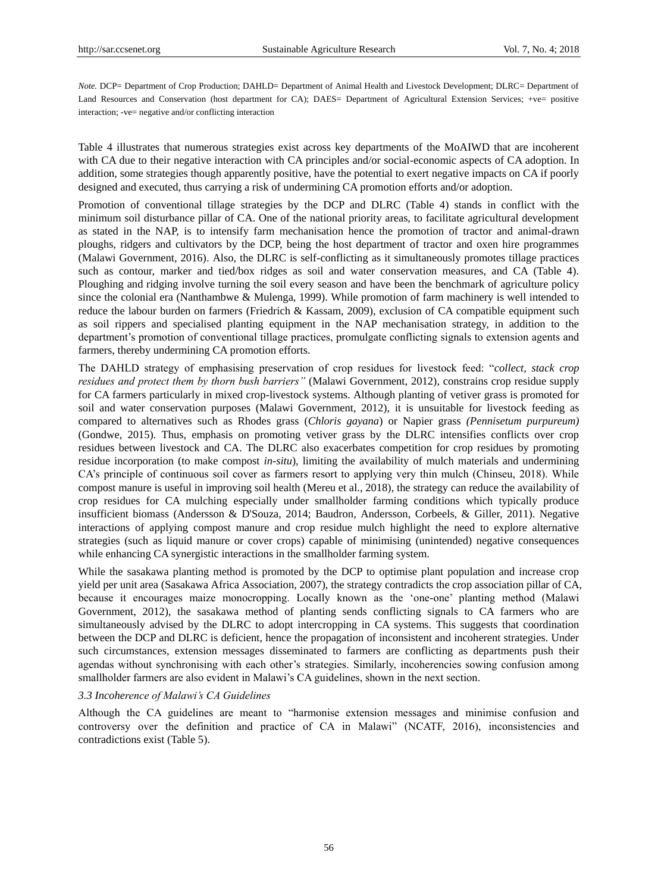*Note.* DCP= Department of Crop Production; DAHLD= Department of Animal Health and Livestock Development; DLRC= Department of Land Resources and Conservation (host department for CA); DAES= Department of Agricultural Extension Services; +ve= positive interaction; -ve= negative and/or conflicting interaction

Table 4 illustrates that numerous strategies exist across key departments of the MoAIWD that are incoherent with CA due to their negative interaction with CA principles and/or social-economic aspects of CA adoption. In addition, some strategies though apparently positive, have the potential to exert negative impacts on CA if poorly designed and executed, thus carrying a risk of undermining CA promotion efforts and/or adoption.

Promotion of conventional tillage strategies by the DCP and DLRC (Table 4) stands in conflict with the minimum soil disturbance pillar of CA. One of the national priority areas, to facilitate agricultural development as stated in the NAP, is to intensify farm mechanisation hence the promotion of tractor and animal-drawn ploughs, ridgers and cultivators by the DCP, being the host department of tractor and oxen hire programmes (Malawi Government, 2016). Also, the DLRC is self-conflicting as it simultaneously promotes tillage practices such as contour, marker and tied/box ridges as soil and water conservation measures, and CA (Table 4). Ploughing and ridging involve turning the soil every season and have been the benchmark of agriculture policy since the colonial era (Nanthambwe & Mulenga, 1999). While promotion of farm machinery is well intended to reduce the labour burden on farmers (Friedrich & Kassam, 2009), exclusion of CA compatible equipment such as soil rippers and specialised planting equipment in the NAP mechanisation strategy, in addition to the department's promotion of conventional tillage practices, promulgate conflicting signals to extension agents and farmers, thereby undermining CA promotion efforts.

The DAHLD strategy of emphasising preservation of crop residues for livestock feed: "*collect, stack crop residues and protect them by thorn bush barriers"* (Malawi Government, 2012), constrains crop residue supply for CA farmers particularly in mixed crop-livestock systems. Although planting of vetiver grass is promoted for soil and water conservation purposes (Malawi Government, 2012), it is unsuitable for livestock feeding as compared to alternatives such as Rhodes grass (*Chloris gayana*) or Napier grass *(Pennisetum purpureum)* (Gondwe, 2015). Thus, emphasis on promoting vetiver grass by the DLRC intensifies conflicts over crop residues between livestock and CA. The DLRC also exacerbates competition for crop residues by promoting residue incorporation (to make compost *in-situ*), limiting the availability of mulch materials and undermining CA's principle of continuous soil cover as farmers resort to applying very thin mulch (Chinseu, 2018). While compost manure is useful in improving soil health (Mereu et al., 2018), the strategy can reduce the availability of crop residues for CA mulching especially under smallholder farming conditions which typically produce insufficient biomass (Andersson & D'Souza, 2014; Baudron, Andersson, Corbeels, & Giller, 2011). Negative interactions of applying compost manure and crop residue mulch highlight the need to explore alternative strategies (such as liquid manure or cover crops) capable of minimising (unintended) negative consequences while enhancing CA synergistic interactions in the smallholder farming system.

While the sasakawa planting method is promoted by the DCP to optimise plant population and increase crop yield per unit area (Sasakawa Africa Association, 2007), the strategy contradicts the crop association pillar of CA, because it encourages maize monocropping. Locally known as the 'one-one' planting method (Malawi Government, 2012), the sasakawa method of planting sends conflicting signals to CA farmers who are simultaneously advised by the DLRC to adopt intercropping in CA systems. This suggests that coordination between the DCP and DLRC is deficient, hence the propagation of inconsistent and incoherent strategies. Under such circumstances, extension messages disseminated to farmers are conflicting as departments push their agendas without synchronising with each other's strategies. Similarly, incoherencies sowing confusion among smallholder farmers are also evident in Malawi's CA guidelines, shown in the next section.

### *3.3 Incoherence of Malawi's CA Guidelines*

Although the CA guidelines are meant to "harmonise extension messages and minimise confusion and controversy over the definition and practice of CA in Malawi" (NCATF, 2016), inconsistencies and contradictions exist (Table 5).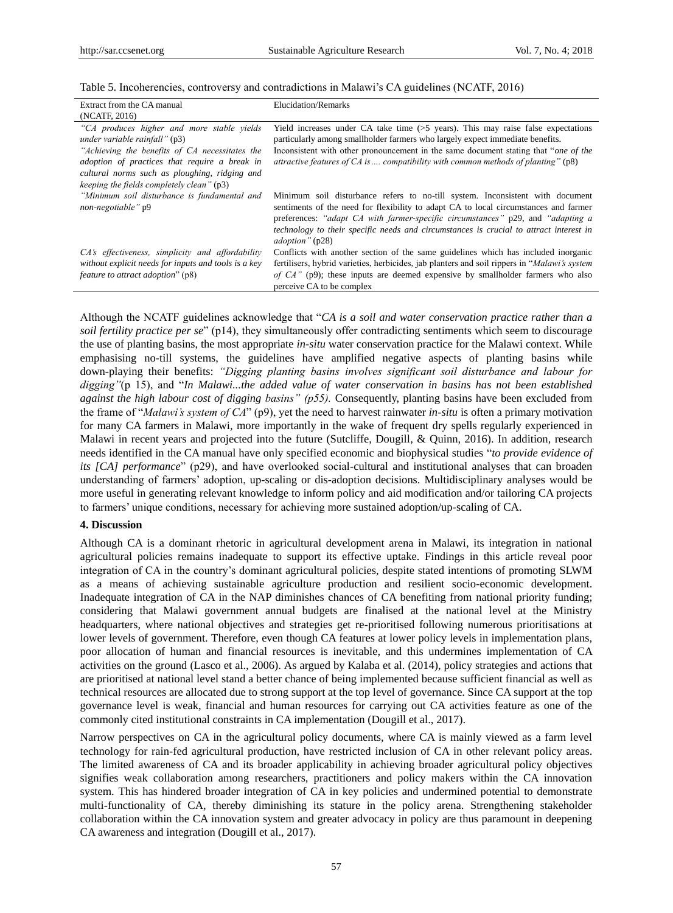Table 5. Incoherencies, controversy and contradictions in Malawi's CA guidelines (NCATF, 2016)

| Extract from the CA manual (NCATF, 2016) | Elucidation/Remarks |
|---|---|
| *"CA produces higher and more stable yields under variable rainfall"* (p3) *"Achieving the benefits of CA necessitates the adoption of practices that require a break in cultural norms such as ploughing, ridging and keeping the fields completely clean"* (p3) | Yield increases under CA take time (>5 years). This may raise false expectations particularly among smallholder farmers who largely expect immediate benefits. Inconsistent with other pronouncement in the same document stating that "*one of the attractive features of CA is…. compatibility with common methods of planting"* (p8) |
| *"Minimum soil disturbance is fundamental and non-negotiable"* p9 | Minimum soil disturbance refers to no-till system. Inconsistent with document sentiments of the need for flexibility to adapt CA to local circumstances and farmer preferences: *"adapt CA with farmer-specific circumstances"* p29, and *"adapting a technology to their specific needs and circumstances is crucial to attract interest in adoption"* (p28) |
| *CA's effectiveness, simplicity and affordability without explicit needs for inputs and tools is a key feature to attract adoption*" (p8) | Conflicts with another section of the same guidelines which has included inorganic fertilisers, hybrid varieties, herbicides, jab planters and soil rippers in "*Malawi's system of CA"* (p9); these inputs are deemed expensive by smallholder farmers who also perceive CA to be complex |

Although the NCATF guidelines acknowledge that "*CA is a soil and water conservation practice rather than a soil fertility practice per se*" (p14), they simultaneously offer contradicting sentiments which seem to discourage the use of planting basins, the most appropriate *in-situ* water conservation practice for the Malawi context. While emphasising no-till systems, the guidelines have amplified negative aspects of planting basins while down-playing their benefits: *"Digging planting basins involves significant soil disturbance and labour for digging"*(p 15), and "*In Malawi...the added value of water conservation in basins has not been established against the high labour cost of digging basins" (p55).* Consequently, planting basins have been excluded from the frame of "*Malawi's system of CA*" (p9), yet the need to harvest rainwater *in-situ* is often a primary motivation for many CA farmers in Malawi, more importantly in the wake of frequent dry spells regularly experienced in Malawi in recent years and projected into the future (Sutcliffe, Dougill, & Quinn, 2016). In addition, research needs identified in the CA manual have only specified economic and biophysical studies "*to provide evidence of its [CA] performance*" (p29), and have overlooked social-cultural and institutional analyses that can broaden understanding of farmers' adoption, up-scaling or dis-adoption decisions. Multidisciplinary analyses would be more useful in generating relevant knowledge to inform policy and aid modification and/or tailoring CA projects to farmers' unique conditions, necessary for achieving more sustained adoption/up-scaling of CA.

#### 4. Discussion

Although CA is a dominant rhetoric in agricultural development arena in Malawi, its integration in national agricultural policies remains inadequate to support its effective uptake. Findings in this article reveal poor integration of CA in the country's dominant agricultural policies, despite stated intentions of promoting SLWM as a means of achieving sustainable agriculture production and resilient socio-economic development. Inadequate integration of CA in the NAP diminishes chances of CA benefiting from national priority funding; considering that Malawi government annual budgets are finalised at the national level at the Ministry headquarters, where national objectives and strategies get re-prioritised following numerous prioritisations at lower levels of government. Therefore, even though CA features at lower policy levels in implementation plans, poor allocation of human and financial resources is inevitable, and this undermines implementation of CA activities on the ground (Lasco et al., 2006). As argued by Kalaba et al. (2014), policy strategies and actions that are prioritised at national level stand a better chance of being implemented because sufficient financial as well as technical resources are allocated due to strong support at the top level of governance. Since CA support at the top governance level is weak, financial and human resources for carrying out CA activities feature as one of the commonly cited institutional constraints in CA implementation (Dougill et al., 2017).

Narrow perspectives on CA in the agricultural policy documents, where CA is mainly viewed as a farm level technology for rain-fed agricultural production, have restricted inclusion of CA in other relevant policy areas. The limited awareness of CA and its broader applicability in achieving broader agricultural policy objectives signifies weak collaboration among researchers, practitioners and policy makers within the CA innovation system. This has hindered broader integration of CA in key policies and undermined potential to demonstrate multi-functionality of CA, thereby diminishing its stature in the policy arena. Strengthening stakeholder collaboration within the CA innovation system and greater advocacy in policy are thus paramount in deepening CA awareness and integration (Dougill et al., 2017).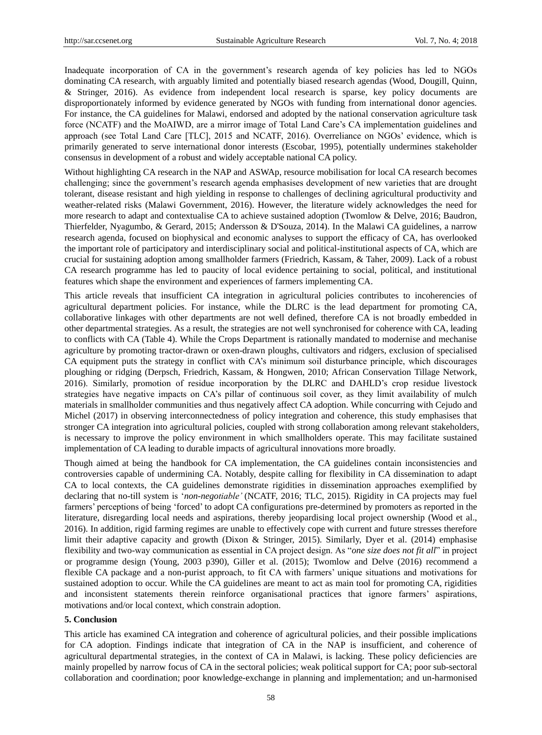Inadequate incorporation of CA in the government's research agenda of key policies has led to NGOs dominating CA research, with arguably limited and potentially biased research agendas (Wood, Dougill, Quinn, & Stringer, 2016). As evidence from independent local research is sparse, key policy documents are disproportionately informed by evidence generated by NGOs with funding from international donor agencies. For instance, the CA guidelines for Malawi, endorsed and adopted by the national conservation agriculture task force (NCATF) and the MoAIWD, are a mirror image of Total Land Care's CA implementation guidelines and approach (see Total Land Care [TLC], 2015 and NCATF, 2016). Overreliance on NGOs' evidence, which is primarily generated to serve international donor interests (Escobar, 1995), potentially undermines stakeholder consensus in development of a robust and widely acceptable national CA policy.

Without highlighting CA research in the NAP and ASWAp, resource mobilisation for local CA research becomes challenging; since the government's research agenda emphasises development of new varieties that are drought tolerant, disease resistant and high yielding in response to challenges of declining agricultural productivity and weather-related risks (Malawi Government, 2016). However, the literature widely acknowledges the need for more research to adapt and contextualise CA to achieve sustained adoption (Twomlow & Delve, 2016; Baudron, Thierfelder, Nyagumbo, & Gerard, 2015; Andersson & D'Souza, 2014). In the Malawi CA guidelines, a narrow research agenda, focused on biophysical and economic analyses to support the efficacy of CA, has overlooked the important role of participatory and interdisciplinary social and political-institutional aspects of CA, which are crucial for sustaining adoption among smallholder farmers (Friedrich, Kassam, & Taher, 2009). Lack of a robust CA research programme has led to paucity of local evidence pertaining to social, political, and institutional features which shape the environment and experiences of farmers implementing CA.

This article reveals that insufficient CA integration in agricultural policies contributes to incoherencies of agricultural department policies. For instance, while the DLRC is the lead department for promoting CA, collaborative linkages with other departments are not well defined, therefore CA is not broadly embedded in other departmental strategies. As a result, the strategies are not well synchronised for coherence with CA, leading to conflicts with CA (Table 4). While the Crops Department is rationally mandated to modernise and mechanise agriculture by promoting tractor-drawn or oxen-drawn ploughs, cultivators and ridgers, exclusion of specialised CA equipment puts the strategy in conflict with CA's minimum soil disturbance principle, which discourages ploughing or ridging (Derpsch, Friedrich, Kassam, & Hongwen, 2010; African Conservation Tillage Network, 2016). Similarly, promotion of residue incorporation by the DLRC and DAHLD's crop residue livestock strategies have negative impacts on CA's pillar of continuous soil cover, as they limit availability of mulch materials in smallholder communities and thus negatively affect CA adoption. While concurring with Cejudo and Michel (2017) in observing interconnectedness of policy integration and coherence, this study emphasises that stronger CA integration into agricultural policies, coupled with strong collaboration among relevant stakeholders, is necessary to improve the policy environment in which smallholders operate. This may facilitate sustained implementation of CA leading to durable impacts of agricultural innovations more broadly.

Though aimed at being the handbook for CA implementation, the CA guidelines contain inconsistencies and controversies capable of undermining CA. Notably, despite calling for flexibility in CA dissemination to adapt CA to local contexts, the CA guidelines demonstrate rigidities in dissemination approaches exemplified by declaring that no-till system is '*non-negotiable'* (NCATF, 2016; TLC, 2015). Rigidity in CA projects may fuel farmers' perceptions of being 'forced' to adopt CA configurations pre-determined by promoters as reported in the literature, disregarding local needs and aspirations, thereby jeopardising local project ownership (Wood et al., 2016). In addition, rigid farming regimes are unable to effectively cope with current and future stresses therefore limit their adaptive capacity and growth (Dixon & Stringer, 2015). Similarly, Dyer et al. (2014) emphasise flexibility and two-way communication as essential in CA project design. As "*one size does not fit all*" in project or programme design (Young, 2003 p390), Giller et al. (2015); Twomlow and Delve (2016) recommend a flexible CA package and a non-purist approach, to fit CA with farmers' unique situations and motivations for sustained adoption to occur. While the CA guidelines are meant to act as main tool for promoting CA, rigidities and inconsistent statements therein reinforce organisational practices that ignore farmers' aspirations, motivations and/or local context, which constrain adoption.

## 5. Conclusion

This article has examined CA integration and coherence of agricultural policies, and their possible implications for CA adoption. Findings indicate that integration of CA in the NAP is insufficient, and coherence of agricultural departmental strategies, in the context of CA in Malawi, is lacking. These policy deficiencies are mainly propelled by narrow focus of CA in the sectoral policies; weak political support for CA; poor sub-sectoral collaboration and coordination; poor knowledge-exchange in planning and implementation; and un-harmonised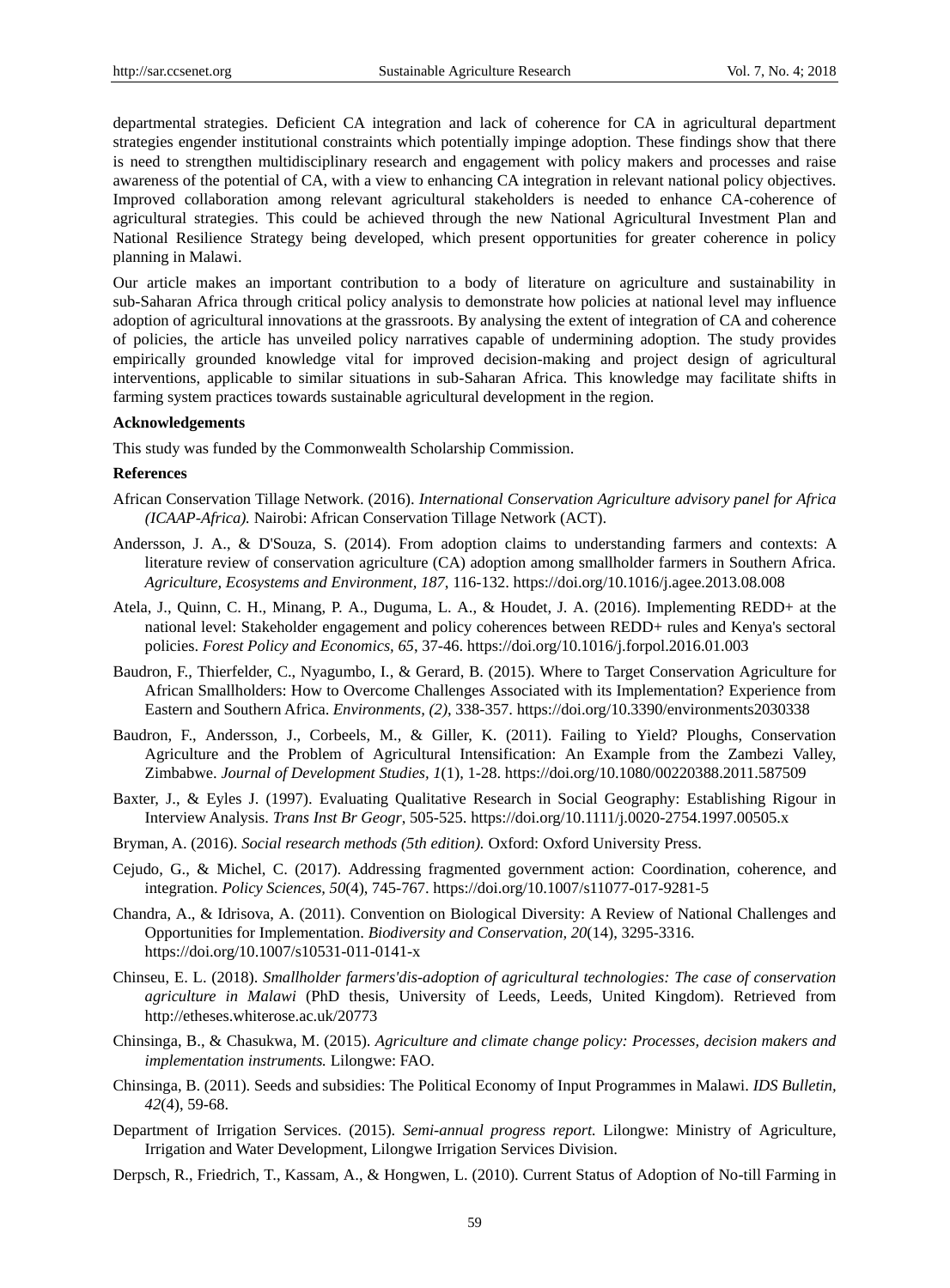departmental strategies. Deficient CA integration and lack of coherence for CA in agricultural department strategies engender institutional constraints which potentially impinge adoption. These findings show that there is need to strengthen multidisciplinary research and engagement with policy makers and processes and raise awareness of the potential of CA, with a view to enhancing CA integration in relevant national policy objectives. Improved collaboration among relevant agricultural stakeholders is needed to enhance CA-coherence of agricultural strategies. This could be achieved through the new National Agricultural Investment Plan and National Resilience Strategy being developed, which present opportunities for greater coherence in policy planning in Malawi.

Our article makes an important contribution to a body of literature on agriculture and sustainability in sub-Saharan Africa through critical policy analysis to demonstrate how policies at national level may influence adoption of agricultural innovations at the grassroots. By analysing the extent of integration of CA and coherence of policies, the article has unveiled policy narratives capable of undermining adoption. The study provides empirically grounded knowledge vital for improved decision-making and project design of agricultural interventions, applicable to similar situations in sub-Saharan Africa. This knowledge may facilitate shifts in farming system practices towards sustainable agricultural development in the region.

**Acknowledgements**

This study was funded by the Commonwealth Scholarship Commission.

**References**

African Conservation Tillage Network. (2016). *International Conservation Agriculture advisory panel for Africa (ICAAP-Africa).* Nairobi: African Conservation Tillage Network (ACT).

Andersson, J. A., & D'Souza, S. (2014). From adoption claims to understanding farmers and contexts: A literature review of conservation agriculture (CA) adoption among smallholder farmers in Southern Africa. *Agriculture, Ecosystems and Environment, 187*, 116-132. https://doi.org/10.1016/j.agee.2013.08.008

Atela, J., Quinn, C. H., Minang, P. A., Duguma, L. A., & Houdet, J. A. (2016). Implementing REDD+ at the national level: Stakeholder engagement and policy coherences between REDD+ rules and Kenya's sectoral policies. *Forest Policy and Economics, 65*, 37-46. https://doi.org/10.1016/j.forpol.2016.01.003

Baudron, F., Thierfelder, C., Nyagumbo, I., & Gerard, B. (2015). Where to Target Conservation Agriculture for African Smallholders: How to Overcome Challenges Associated with its Implementation? Experience from Eastern and Southern Africa. *Environments, (2)*, 338-357. https://doi.org/10.3390/environments2030338

Baudron, F., Andersson, J., Corbeels, M., & Giller, K. (2011). Failing to Yield? Ploughs, Conservation Agriculture and the Problem of Agricultural Intensification: An Example from the Zambezi Valley, Zimbabwe. *Journal of Development Studies, 1*(1), 1-28. https://doi.org/10.1080/00220388.2011.587509

Baxter, J., & Eyles J. (1997). Evaluating Qualitative Research in Social Geography: Establishing Rigour in Interview Analysis. *Trans Inst Br Geogr*, 505-525. https://doi.org/10.1111/j.0020-2754.1997.00505.x

Bryman, A. (2016). *Social research methods (5th edition).* Oxford: Oxford University Press.

Cejudo, G., & Michel, C. (2017). Addressing fragmented government action: Coordination, coherence, and integration. *Policy Sciences, 50*(4), 745-767. https://doi.org/10.1007/s11077-017-9281-5

Chandra, A., & Idrisova, A. (2011). Convention on Biological Diversity: A Review of National Challenges and Opportunities for Implementation. *Biodiversity and Conservation, 20*(14), 3295-3316. https://doi.org/10.1007/s10531-011-0141-x

Chinseu, E. L. (2018). *Smallholder farmers'dis-adoption of agricultural technologies: The case of conservation agriculture in Malawi* (PhD thesis, University of Leeds, Leeds, United Kingdom). Retrieved from http://etheses.whiterose.ac.uk/20773

Chinsinga, B., & Chasukwa, M. (2015). *Agriculture and climate change policy: Processes, decision makers and implementation instruments.* Lilongwe: FAO.

Chinsinga, B. (2011). Seeds and subsidies: The Political Economy of Input Programmes in Malawi. *IDS Bulletin, 42*(4), 59-68.

Department of Irrigation Services. (2015). *Semi-annual progress report.* Lilongwe: Ministry of Agriculture, Irrigation and Water Development, Lilongwe Irrigation Services Division.

Derpsch, R., Friedrich, T., Kassam, A., & Hongwen, L. (2010). Current Status of Adoption of No-till Farming in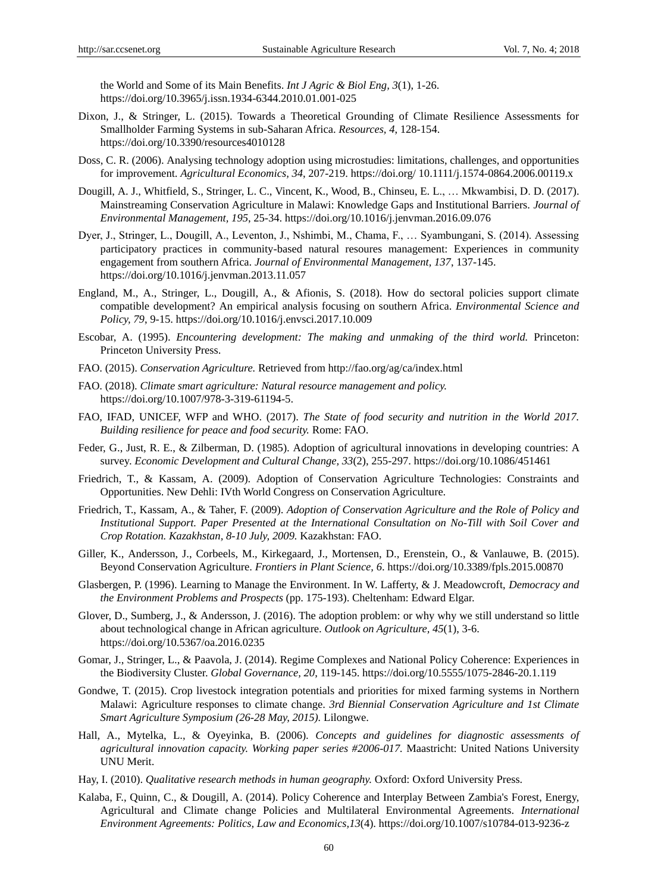the World and Some of its Main Benefits. *Int J Agric & Biol Eng, 3*(1), 1-26. https://doi.org/10.3965/j.issn.1934-6344.2010.01.001-025

Dixon, J., & Stringer, L. (2015). Towards a Theoretical Grounding of Climate Resilience Assessments for Smallholder Farming Systems in sub-Saharan Africa. *Resources, 4*, 128-154. https://doi.org/10.3390/resources4010128

Doss, C. R. (2006). Analysing technology adoption using microstudies: limitations, challenges, and opportunities for improvement. *Agricultural Economics, 34*, 207-219. https://doi.org/ 10.1111/j.1574-0864.2006.00119.x

Dougill, A. J., Whitfield, S., Stringer, L. C., Vincent, K., Wood, B., Chinseu, E. L., … Mkwambisi, D. D. (2017). Mainstreaming Conservation Agriculture in Malawi: Knowledge Gaps and Institutional Barriers. *Journal of Environmental Management, 195*, 25-34. https://doi.org/10.1016/j.jenvman.2016.09.076

Dyer, J., Stringer, L., Dougill, A., Leventon, J., Nshimbi, M., Chama, F., … Syambungani, S. (2014). Assessing participatory practices in community-based natural resoures management: Experiences in community engagement from southern Africa. *Journal of Environmental Management, 137*, 137-145. https://doi.org/10.1016/j.jenvman.2013.11.057

England, M., A., Stringer, L., Dougill, A., & Afionis, S. (2018). How do sectoral policies support climate compatible development? An empirical analysis focusing on southern Africa. *Environmental Science and Policy, 79*, 9-15. https://doi.org/10.1016/j.envsci.2017.10.009

Escobar, A. (1995). *Encountering development: The making and unmaking of the third world.* Princeton: Princeton University Press.

FAO. (2015). *Conservation Agriculture.* Retrieved from http://fao.org/ag/ca/index.html

FAO. (2018). *Climate smart agriculture: Natural resource management and policy.* https://doi.org/10.1007/978-3-319-61194-5.

FAO, IFAD, UNICEF, WFP and WHO. (2017). *The State of food security and nutrition in the World 2017. Building resilience for peace and food security.* Rome: FAO.

Feder, G., Just, R. E., & Zilberman, D. (1985). Adoption of agricultural innovations in developing countries: A survey. *Economic Development and Cultural Change, 33*(2), 255-297. https://doi.org/10.1086/451461

Friedrich, T., & Kassam, A. (2009). Adoption of Conservation Agriculture Technologies: Constraints and Opportunities. New Dehli: IVth World Congress on Conservation Agriculture.

Friedrich, T., Kassam, A., & Taher, F. (2009). *Adoption of Conservation Agriculture and the Role of Policy and Institutional Support. Paper Presented at the International Consultation on No-Till with Soil Cover and Crop Rotation. Kazakhstan, 8-10 July, 2009.* Kazakhstan: FAO.

Giller, K., Andersson, J., Corbeels, M., Kirkegaard, J., Mortensen, D., Erenstein, O., & Vanlauwe, B. (2015). Beyond Conservation Agriculture. *Frontiers in Plant Science, 6*. https://doi.org/10.3389/fpls.2015.00870

Glasbergen, P. (1996). Learning to Manage the Environment. In W. Lafferty, & J. Meadowcroft, *Democracy and the Environment Problems and Prospects* (pp. 175-193). Cheltenham: Edward Elgar.

Glover, D., Sumberg, J., & Andersson, J. (2016). The adoption problem: or why why we still understand so little about technological change in African agriculture. *Outlook on Agriculture, 45*(1), 3-6. https://doi.org/10.5367/oa.2016.0235

Gomar, J., Stringer, L., & Paavola, J. (2014). Regime Complexes and National Policy Coherence: Experiences in the Biodiversity Cluster. *Global Governance, 20*, 119-145. https://doi.org/10.5555/1075-2846-20.1.119

Gondwe, T. (2015). Crop livestock integration potentials and priorities for mixed farming systems in Northern Malawi: Agriculture responses to climate change. *3rd Biennial Conservation Agriculture and 1st Climate Smart Agriculture Symposium (26-28 May, 2015).* Lilongwe.

Hall, A., Mytelka, L., & Oyeyinka, B. (2006). *Concepts and guidelines for diagnostic assessments of agricultural innovation capacity. Working paper series #2006-017.* Maastricht: United Nations University UNU Merit.

Hay, I. (2010). *Qualitative research methods in human geography.* Oxford: Oxford University Press.

Kalaba, F., Quinn, C., & Dougill, A. (2014). Policy Coherence and Interplay Between Zambia's Forest, Energy, Agricultural and Climate change Policies and Multilateral Environmental Agreements. *International Environment Agreements: Politics, Law and Economics,13*(4). https://doi.org/10.1007/s10784-013-9236-z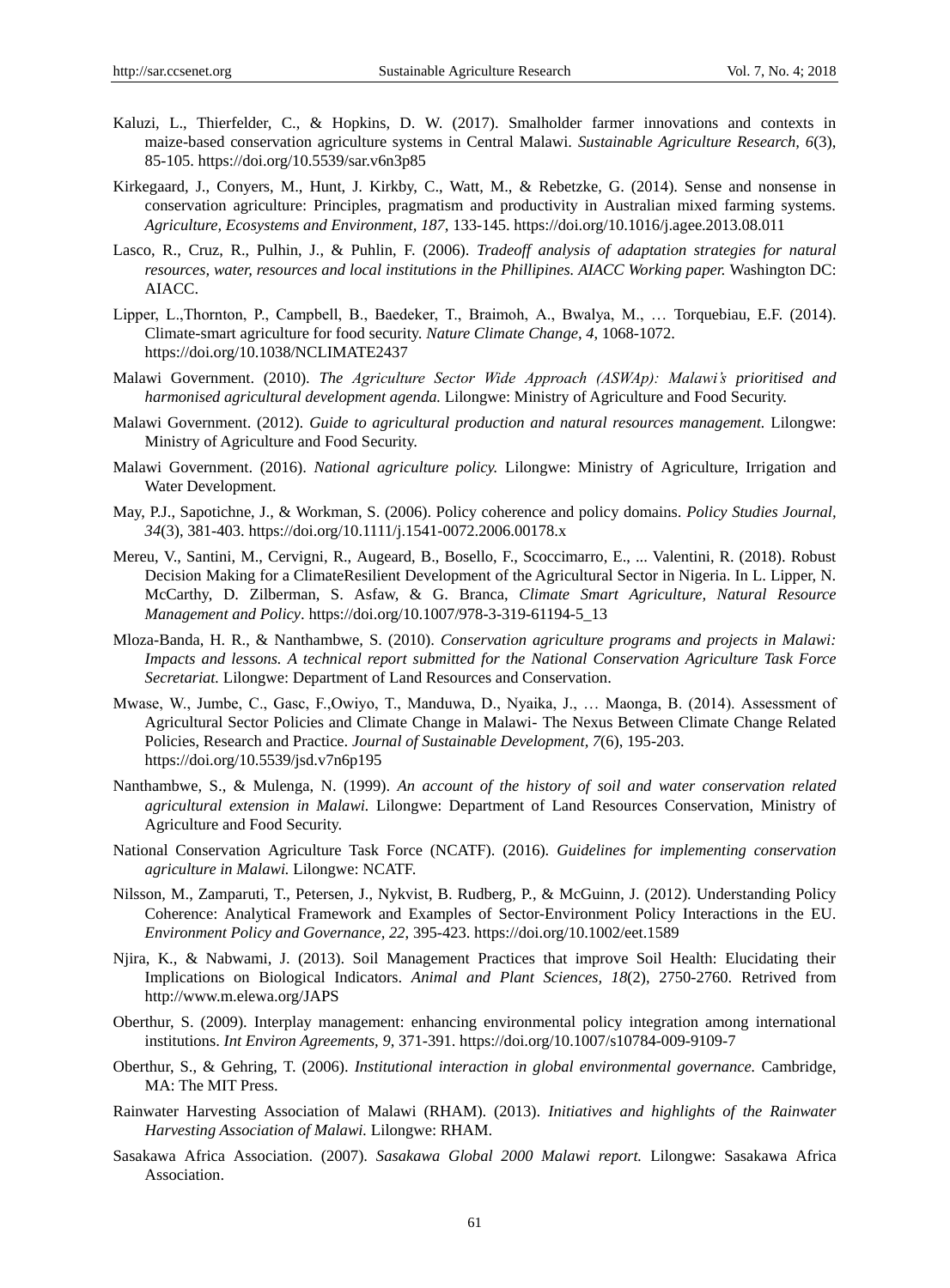Kaluzi, L., Thierfelder, C., & Hopkins, D. W. (2017). Smalholder farmer innovations and contexts in maize-based conservation agriculture systems in Central Malawi. *Sustainable Agriculture Research, 6*(3), 85-105. https://doi.org/10.5539/sar.v6n3p85

Kirkegaard, J., Conyers, M., Hunt, J. Kirkby, C., Watt, M., & Rebetzke, G. (2014). Sense and nonsense in conservation agriculture: Principles, pragmatism and productivity in Australian mixed farming systems. *Agriculture, Ecosystems and Environment, 187*, 133-145. https://doi.org/10.1016/j.agee.2013.08.011

Lasco, R., Cruz, R., Pulhin, J., & Puhlin, F. (2006). *Tradeoff analysis of adaptation strategies for natural resources, water, resources and local institutions in the Phillipines. AIACC Working paper.* Washington DC: AIACC.

Lipper, L.,Thornton, P., Campbell, B., Baedeker, T., Braimoh, A., Bwalya, M., … Torquebiau, E.F. (2014). Climate-smart agriculture for food security. *Nature Climate Change, 4*, 1068-1072. https://doi.org/10.1038/NCLIMATE2437

Malawi Government. (2010). *The Agriculture Sector Wide Approach (ASWAp): Malawi's prioritised and harmonised agricultural development agenda.* Lilongwe: Ministry of Agriculture and Food Security.

Malawi Government. (2012). *Guide to agricultural production and natural resources management.* Lilongwe: Ministry of Agriculture and Food Security.

Malawi Government. (2016). *National agriculture policy.* Lilongwe: Ministry of Agriculture, Irrigation and Water Development.

May, P.J., Sapotichne, J., & Workman, S. (2006). Policy coherence and policy domains. *Policy Studies Journal, 34*(3), 381-403. https://doi.org/10.1111/j.1541-0072.2006.00178.x

Mereu, V., Santini, M., Cervigni, R., Augeard, B., Bosello, F., Scoccimarro, E., ... Valentini, R. (2018). Robust Decision Making for a ClimateResilient Development of the Agricultural Sector in Nigeria. In L. Lipper, N. McCarthy, D. Zilberman, S. Asfaw, & G. Branca, *Climate Smart Agriculture, Natural Resource Management and Policy*. https://doi.org/10.1007/978-3-319-61194-5_13

Mloza-Banda, H. R., & Nanthambwe, S. (2010). *Conservation agriculture programs and projects in Malawi: Impacts and lessons. A technical report submitted for the National Conservation Agriculture Task Force Secretariat.* Lilongwe: Department of Land Resources and Conservation.

Mwase, W., Jumbe, C., Gasc, F.,Owiyo, T., Manduwa, D., Nyaika, J., … Maonga, B. (2014). Assessment of Agricultural Sector Policies and Climate Change in Malawi- The Nexus Between Climate Change Related Policies, Research and Practice. *Journal of Sustainable Development, 7*(6), 195-203. https://doi.org/10.5539/jsd.v7n6p195

Nanthambwe, S., & Mulenga, N. (1999). *An account of the history of soil and water conservation related agricultural extension in Malawi.* Lilongwe: Department of Land Resources Conservation, Ministry of Agriculture and Food Security.

National Conservation Agriculture Task Force (NCATF). (2016). *Guidelines for implementing conservation agriculture in Malawi.* Lilongwe: NCATF.

Nilsson, M., Zamparuti, T., Petersen, J., Nykvist, B. Rudberg, P., & McGuinn, J. (2012). Understanding Policy Coherence: Analytical Framework and Examples of Sector-Environment Policy Interactions in the EU. *Environment Policy and Governance, 22*, 395-423. https://doi.org/10.1002/eet.1589

Njira, K., & Nabwami, J. (2013). Soil Management Practices that improve Soil Health: Elucidating their Implications on Biological Indicators. *Animal and Plant Sciences, 18*(2), 2750-2760. Retrived from http://www.m.elewa.org/JAPS

Oberthur, S. (2009). Interplay management: enhancing environmental policy integration among international institutions. *Int Environ Agreements, 9*, 371-391. https://doi.org/10.1007/s10784-009-9109-7

Oberthur, S., & Gehring, T. (2006). *Institutional interaction in global environmental governance.* Cambridge, MA: The MIT Press.

Rainwater Harvesting Association of Malawi (RHAM). (2013). *Initiatives and highlights of the Rainwater Harvesting Association of Malawi.* Lilongwe: RHAM.

Sasakawa Africa Association. (2007). *Sasakawa Global 2000 Malawi report.* Lilongwe: Sasakawa Africa Association.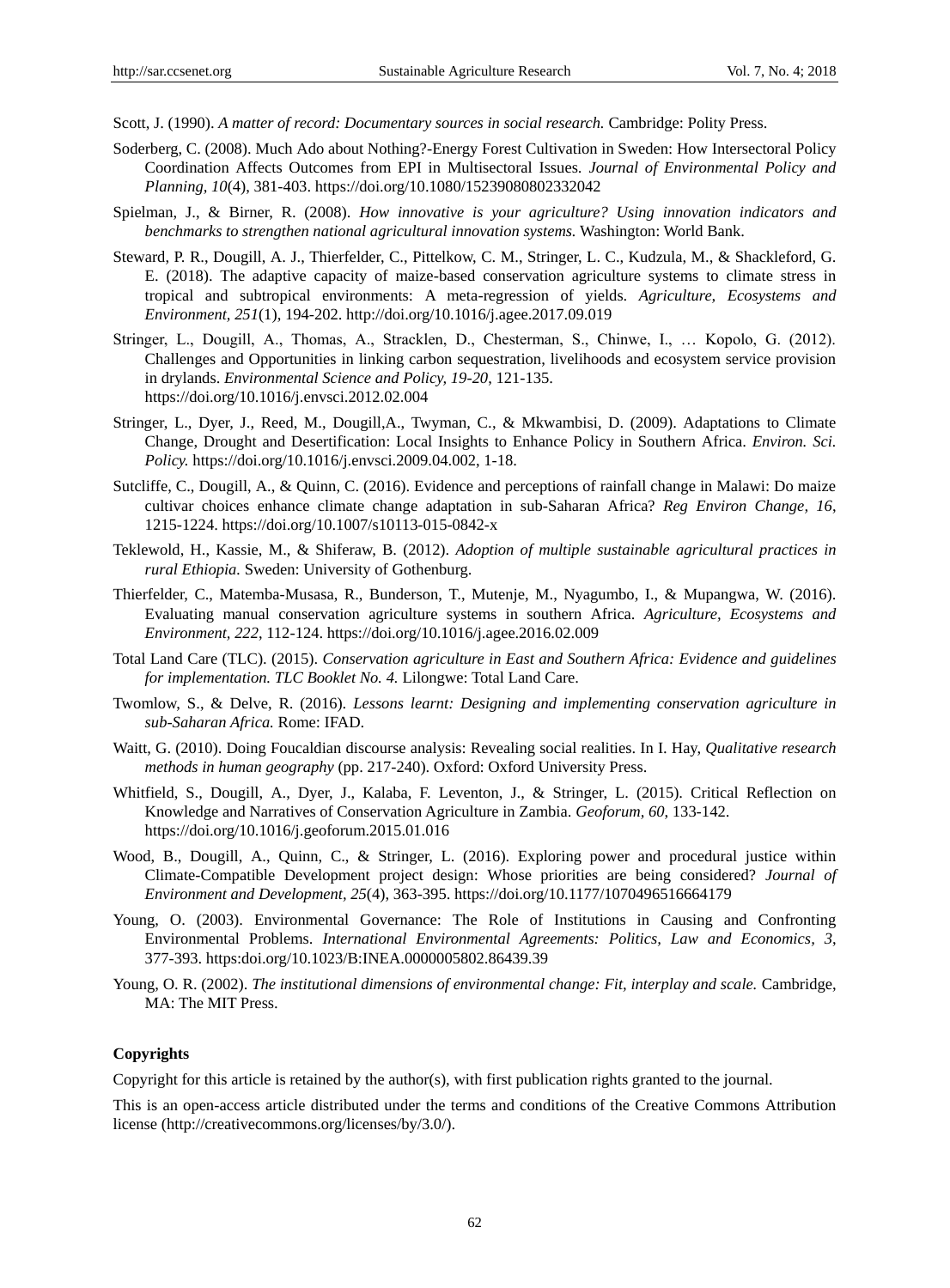Scott, J. (1990). *A matter of record: Documentary sources in social research.* Cambridge: Polity Press.

Soderberg, C. (2008). Much Ado about Nothing?-Energy Forest Cultivation in Sweden: How Intersectoral Policy Coordination Affects Outcomes from EPI in Multisectoral Issues. *Journal of Environmental Policy and Planning, 10*(4), 381-403. https://doi.org/10.1080/15239080802332042

Spielman, J., & Birner, R. (2008). *How innovative is your agriculture? Using innovation indicators and benchmarks to strengthen national agricultural innovation systems.* Washington: World Bank.

Steward, P. R., Dougill, A. J., Thierfelder, C., Pittelkow, C. M., Stringer, L. C., Kudzula, M., & Shackleford, G. E. (2018). The adaptive capacity of maize-based conservation agriculture systems to climate stress in tropical and subtropical environments: A meta-regression of yields. *Agriculture, Ecosystems and Environment, 251*(1), 194-202. http://doi.org/10.1016/j.agee.2017.09.019

Stringer, L., Dougill, A., Thomas, A., Stracklen, D., Chesterman, S., Chinwe, I., … Kopolo, G. (2012). Challenges and Opportunities in linking carbon sequestration, livelihoods and ecosystem service provision in drylands. *Environmental Science and Policy, 19-20*, 121-135. https://doi.org/10.1016/j.envsci.2012.02.004

Stringer, L., Dyer, J., Reed, M., Dougill,A., Twyman, C., & Mkwambisi, D. (2009). Adaptations to Climate Change, Drought and Desertification: Local Insights to Enhance Policy in Southern Africa. *Environ. Sci. Policy.* https://doi.org/10.1016/j.envsci.2009.04.002, 1-18.

Sutcliffe, C., Dougill, A., & Quinn, C. (2016). Evidence and perceptions of rainfall change in Malawi: Do maize cultivar choices enhance climate change adaptation in sub-Saharan Africa? *Reg Environ Change, 16*, 1215-1224. https://doi.org/10.1007/s10113-015-0842-x

Teklewold, H., Kassie, M., & Shiferaw, B. (2012). *Adoption of multiple sustainable agricultural practices in rural Ethiopia*. Sweden: University of Gothenburg.

Thierfelder, C., Matemba-Musasa, R., Bunderson, T., Mutenje, M., Nyagumbo, I., & Mupangwa, W. (2016). Evaluating manual conservation agriculture systems in southern Africa. *Agriculture, Ecosystems and Environment, 222*, 112-124. https://doi.org/10.1016/j.agee.2016.02.009

Total Land Care (TLC). (2015). *Conservation agriculture in East and Southern Africa: Evidence and guidelines for implementation. TLC Booklet No. 4*. Lilongwe: Total Land Care.

Twomlow, S., & Delve, R. (2016). *Lessons learnt: Designing and implementing conservation agriculture in sub-Saharan Africa.* Rome: IFAD.

Waitt, G. (2010). Doing Foucaldian discourse analysis: Revealing social realities. In I. Hay, *Qualitative research methods in human geography* (pp. 217-240). Oxford: Oxford University Press.

Whitfield, S., Dougill, A., Dyer, J., Kalaba, F. Leventon, J., & Stringer, L. (2015). Critical Reflection on Knowledge and Narratives of Conservation Agriculture in Zambia. *Geoforum, 60*, 133-142. https://doi.org/10.1016/j.geoforum.2015.01.016

Wood, B., Dougill, A., Quinn, C., & Stringer, L. (2016). Exploring power and procedural justice within Climate-Compatible Development project design: Whose priorities are being considered? *Journal of Environment and Development*, *25*(4), 363-395. https://doi.org/10.1177/1070496516664179

Young, O. (2003). Environmental Governance: The Role of Institutions in Causing and Confronting Environmental Problems. *International Environmental Agreements: Politics, Law and Economics, 3*, 377-393. https:doi.org/10.1023/B:INEA.0000005802.86439.39

Young, O. R. (2002). *The institutional dimensions of environmental change: Fit, interplay and scale.* Cambridge, MA: The MIT Press.

**Copyrights**

Copyright for this article is retained by the author(s), with first publication rights granted to the journal.

This is an open-access article distributed under the terms and conditions of the Creative Commons Attribution license (http://creativecommons.org/licenses/by/3.0/).